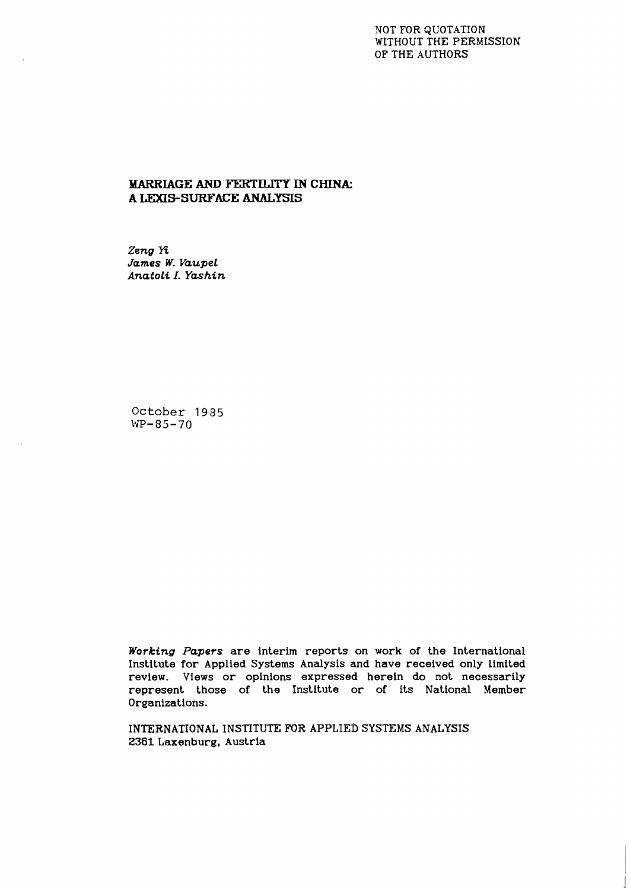NOT FOR QUOTATION
WITHOUT THE PERMISSION
OF THE AUTHORS

# MARRIAGE AND FERTILITY IN CHINA: A LEXIS-SURFACE ANALYSIS

*Zeng Yi*
*James W. Vaupel*
*Anatoli I. Yashin*

October 1985
WP-85-70

*Working Papers* are interim reports on work of the International Institute for Applied Systems Analysis and have received only limited review. Views or opinions expressed herein do not necessarily represent those of the Institute or of its National Member Organizations.

INTERNATIONAL INSTITUTE FOR APPLIED SYSTEMS ANALYSIS
2361 Laxenburg, Austria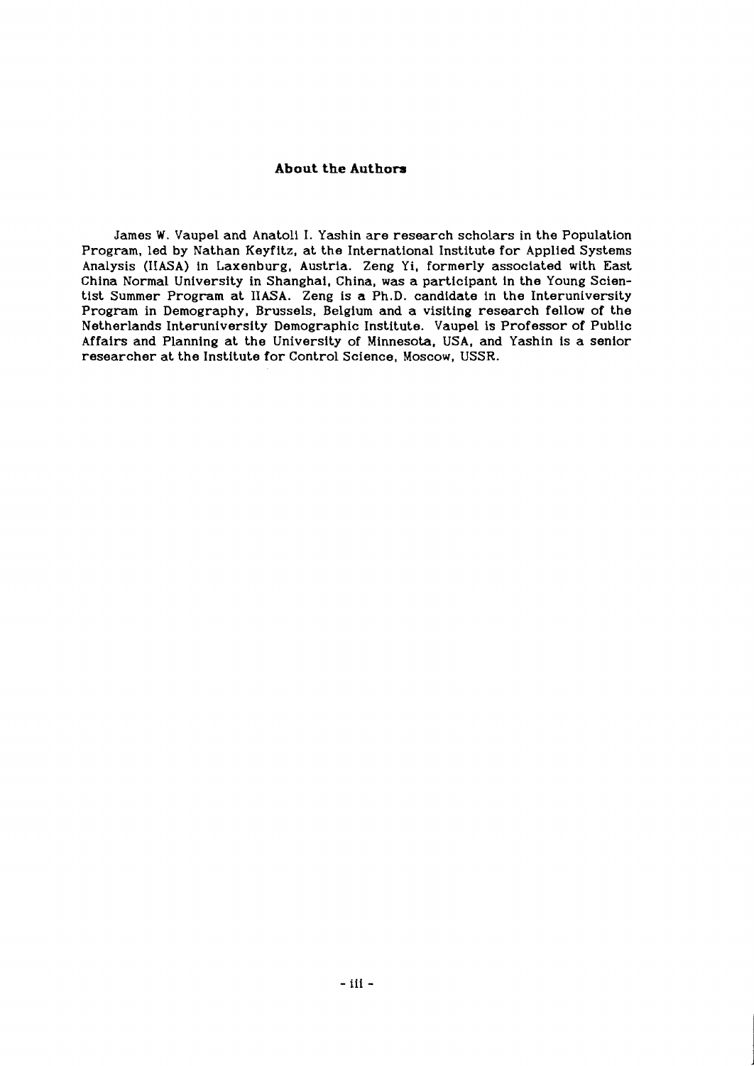## About the Authors

James W. Vaupel and Anatoli I. Yashin are research scholars in the Population Program, led by Nathan Keyfitz, at the International Institute for Applied Systems Analysis (IIASA) in Laxenburg, Austria. Zeng Yi, formerly associated with East China Normal University in Shanghai, China, was a participant in the Young Scientist Summer Program at IIASA. Zeng is a Ph.D. candidate in the Interuniversity Program in Demography, Brussels, Belgium and a visiting research fellow of the Netherlands Interuniversity Demographic Institute. Vaupel is Professor of Public Affairs and Planning at the University of Minnesota, USA, and Yashin is a senior researcher at the Institute for Control Science, Moscow, USSR.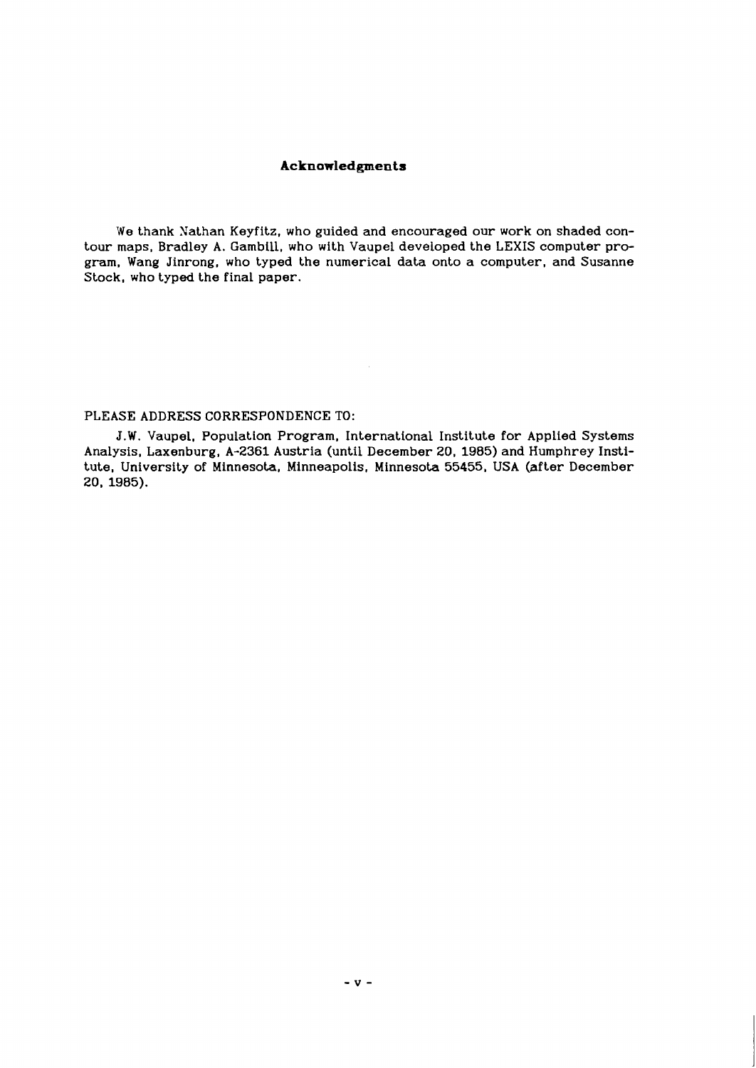## Acknowledgments

We thank Nathan Keyfitz, who guided and encouraged our work on shaded contour maps, Bradley A. Gambill, who with Vaupel developed the LEXIS computer program, Wang Jinrong, who typed the numerical data onto a computer, and Susanne Stock, who typed the final paper.

PLEASE ADDRESS CORRESPONDENCE TO:

J.W. Vaupel, Population Program, International Institute for Applied Systems Analysis, Laxenburg, A-2361 Austria (until December 20, 1985) and Humphrey Institute, University of Minnesota, Minneapolis, Minnesota 55455, USA (after December 20, 1985).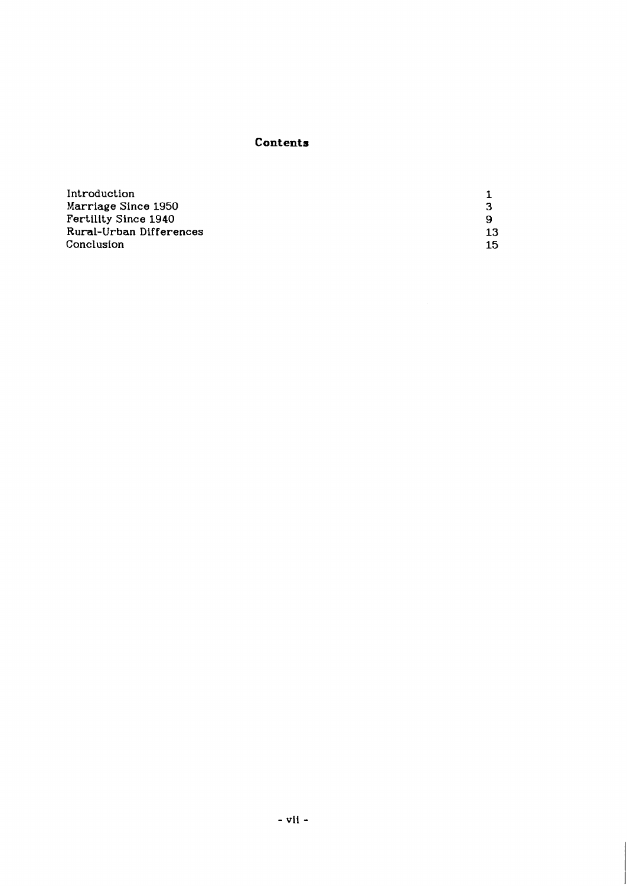## Contents

| | |
|---|---|
| Introduction | 1 |
| Marriage Since 1950 | 3 |
| Fertility Since 1940 | 9 |
| Rural-Urban Differences | 13 |
| Conclusion | 15 |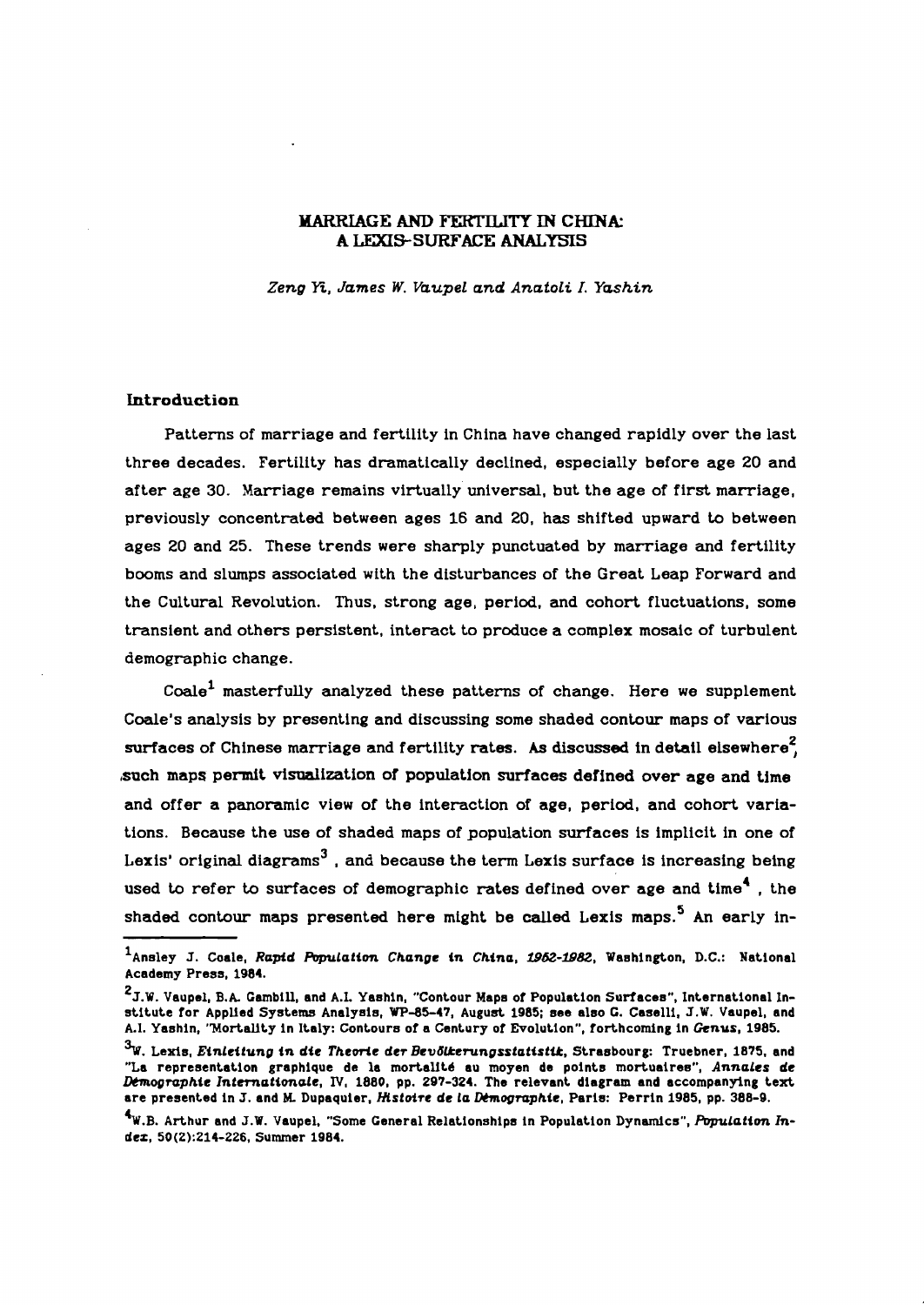# MARRIAGE AND FERTILITY IN CHINA: A LEXIS-SURFACE ANALYSIS

*Zeng Yi, James W. Vaupel and Anatoli I. Yashin*

## Introduction

Patterns of marriage and fertility in China have changed rapidly over the last three decades. Fertility has dramatically declined, especially before age 20 and after age 30. Marriage remains virtually universal, but the age of first marriage, previously concentrated between ages 16 and 20, has shifted upward to between ages 20 and 25. These trends were sharply punctuated by marriage and fertility booms and slumps associated with the disturbances of the Great Leap Forward and the Cultural Revolution. Thus, strong age, period, and cohort fluctuations, some transient and others persistent, interact to produce a complex mosaic of turbulent demographic change.

Coale[1] masterfully analyzed these patterns of change. Here we supplement Coale's analysis by presenting and discussing some shaded contour maps of various surfaces of Chinese marriage and fertility rates. As discussed in detail elsewhere[2], such maps permit visualization of population surfaces defined over age and time and offer a panoramic view of the interaction of age, period, and cohort variations. Because the use of shaded maps of population surfaces is implicit in one of Lexis' original diagrams[3], and because the term Lexis surface is increasing being used to refer to surfaces of demographic rates defined over age and time[4], the shaded contour maps presented here might be called Lexis maps.[5] An early in-

---

[1] Ansley J. Coale, *Rapid Population Change in China, 1952-1982*, Washington, D.C.: National Academy Press, 1984.

[2] J.W. Vaupel, B.A. Gambill, and A.I. Yashin, "Contour Maps of Population Surfaces", International Institute for Applied Systems Analysis, WP-85-47, August 1985; see also G. Caselli, J.W. Vaupel, and A.I. Yashin, "Mortality in Italy: Contours of a Century of Evolution", forthcoming in *Genus*, 1985.

[3] W. Lexis, *Einleitung in die Theorie der Bevölkerungsstatistik*, Strasbourg: Truebner, 1875, and "La representation graphique de la mortalité au moyen de points mortuaires", *Annales de Démographie Internationale*, IV, 1880, pp. 297-324. The relevant diagram and accompanying text are presented in J. and M. Dupaquier, *Histoire de la Démographie*, Paris: Perrin 1985, pp. 388-9.

[4] W.B. Arthur and J.W. Vaupel, "Some General Relationships in Population Dynamics", *Population Index*, 50(2):214-226, Summer 1984.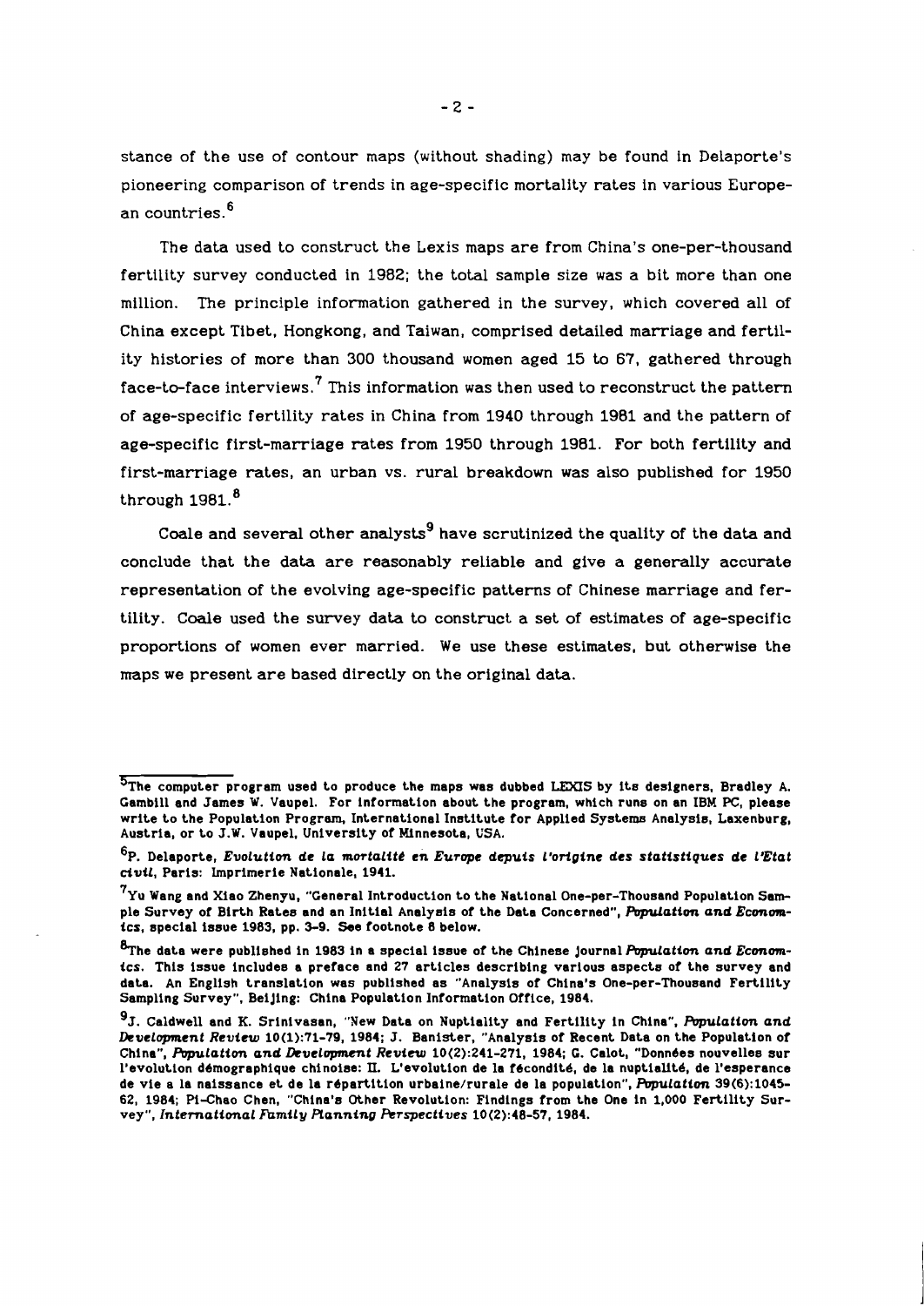stance of the use of contour maps (without shading) may be found in Delaporte's pioneering comparison of trends in age-specific mortality rates in various European countries.[6]

The data used to construct the Lexis maps are from China's one-per-thousand fertility survey conducted in 1982; the total sample size was a bit more than one million. The principle information gathered in the survey, which covered all of China except Tibet, Hongkong, and Taiwan, comprised detailed marriage and fertility histories of more than 300 thousand women aged 15 to 67, gathered through face-to-face interviews.[7] This information was then used to reconstruct the pattern of age-specific fertility rates in China from 1940 through 1981 and the pattern of age-specific first-marriage rates from 1950 through 1981. For both fertility and first-marriage rates, an urban vs. rural breakdown was also published for 1950 through 1981.[8]

Coale and several other analysts[9] have scrutinized the quality of the data and conclude that the data are reasonably reliable and give a generally accurate representation of the evolving age-specific patterns of Chinese marriage and fertility. Coale used the survey data to construct a set of estimates of age-specific proportions of women ever married. We use these estimates, but otherwise the maps we present are based directly on the original data.

---

[5]The computer program used to produce the maps was dubbed LEXIS by its designers, Bradley A. Gambill and James W. Vaupel. For information about the program, which runs on an IBM PC, please write to the Population Program, International Institute for Applied Systems Analysis, Laxenburg, Austria, or to J.W. Vaupel, University of Minnesota, USA.

[6]P. Delaporte, *Evolution de la mortalité en Europe depuis l'origine des statistiques de l'Etat civil*, Paris: Imprimerie Nationale, 1941.

[7]Yu Wang and Xiao Zhenyu, "General Introduction to the National One-per-Thousand Population Sample Survey of Birth Rates and an Initial Analysis of the Data Concerned", *Population and Economics*, special issue 1983, pp. 3-9. See footnote 8 below.

[8]The data were published in 1983 in a special issue of the Chinese journal *Population and Economics*. This issue includes a preface and 27 articles describing various aspects of the survey and data. An English translation was published as "Analysis of China's One-per-Thousand Fertility Sampling Survey", Beijing: China Population Information Office, 1984.

[9]J. Caldwell and K. Srinivasan, "New Data on Nuptiality and Fertility in China", *Population and Development Review* 10(1):71-79, 1984; J. Banister, "Analysis of Recent Data on the Population of China", *Population and Development Review* 10(2):241-271, 1984; G. Calot, "Données nouvelles sur l'evolution démographique chinoise: II. L'evolution de la fécondité, de la nuptialité, de l'esperance de vie a la naissance et de la répartition urbaine/rurale de la population", *Population* 39(6):1045-62, 1984; Pi-Chao Chen, "China's Other Revolution: Findings from the One in 1,000 Fertility Survey", *International Family Planning Perspectives* 10(2):48-57, 1984.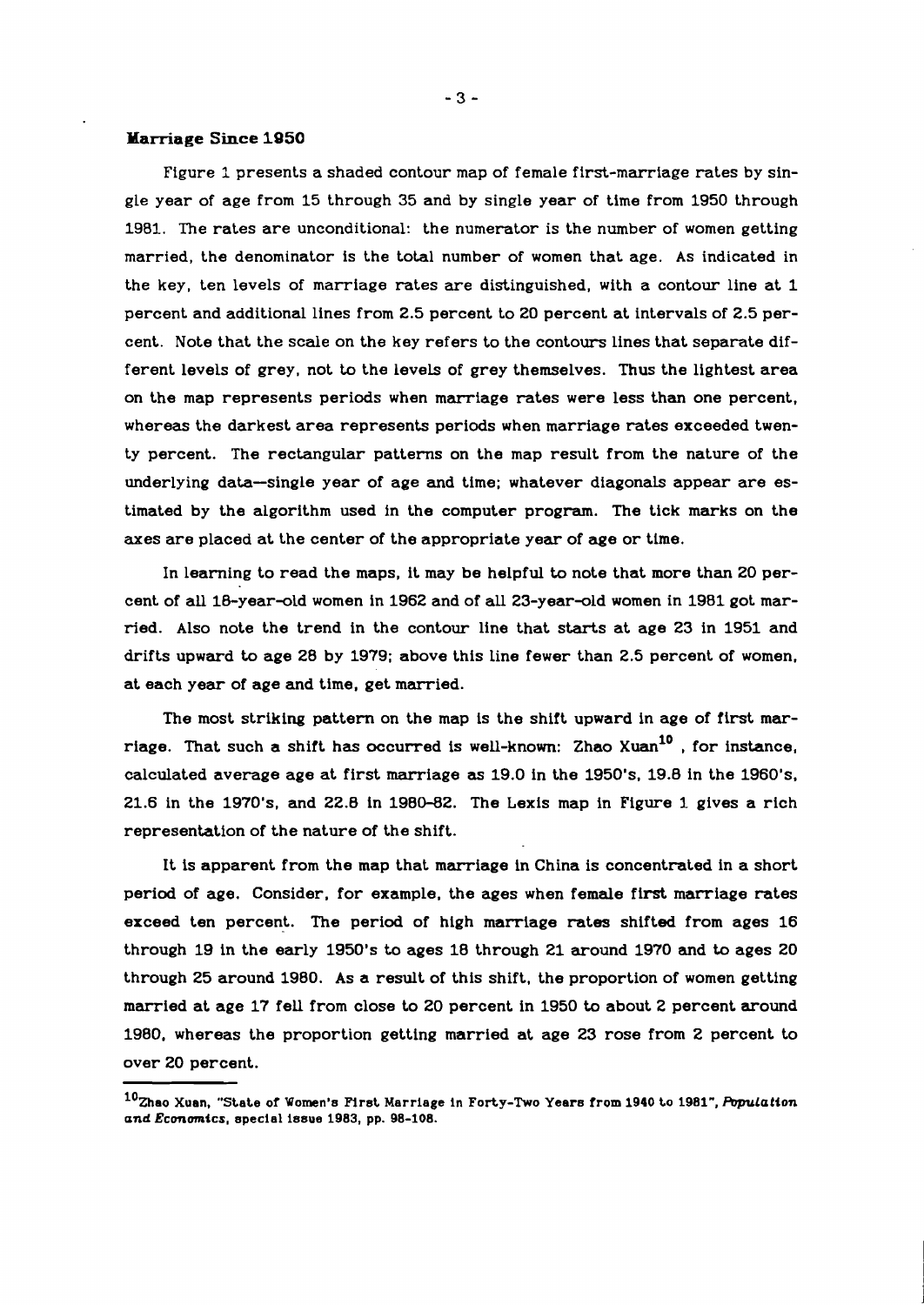## Marriage Since 1950

Figure 1 presents a shaded contour map of female first-marriage rates by single year of age from 15 through 35 and by single year of time from 1950 through 1981. The rates are unconditional: the numerator is the number of women getting married, the denominator is the total number of women that age. As indicated in the key, ten levels of marriage rates are distinguished, with a contour line at 1 percent and additional lines from 2.5 percent to 20 percent at intervals of 2.5 percent. Note that the scale on the key refers to the contours lines that separate different levels of grey, not to the levels of grey themselves. Thus the lightest area on the map represents periods when marriage rates were less than one percent, whereas the darkest area represents periods when marriage rates exceeded twenty percent. The rectangular patterns on the map result from the nature of the underlying data--single year of age and time; whatever diagonals appear are estimated by the algorithm used in the computer program. The tick marks on the axes are placed at the center of the appropriate year of age or time.

In learning to read the maps, it may be helpful to note that more than 20 percent of all 18-year-old women in 1962 and of all 23-year-old women in 1981 got married. Also note the trend in the contour line that starts at age 23 in 1951 and drifts upward to age 28 by 1979; above this line fewer than 2.5 percent of women, at each year of age and time, get married.

The most striking pattern on the map is the shift upward in age of first marriage. That such a shift has occurred is well-known: Zhao Xuan[10], for instance, calculated average age at first marriage as 19.0 in the 1950's, 19.8 in the 1960's, 21.6 in the 1970's, and 22.8 in 1980-82. The Lexis map in Figure 1 gives a rich representation of the nature of the shift.

It is apparent from the map that marriage in China is concentrated in a short period of age. Consider, for example, the ages when female first marriage rates exceed ten percent. The period of high marriage rates shifted from ages 16 through 19 in the early 1950's to ages 18 through 21 around 1970 and to ages 20 through 25 around 1980. As a result of this shift, the proportion of women getting married at age 17 fell from close to 20 percent in 1950 to about 2 percent around 1980, whereas the proportion getting married at age 23 rose from 2 percent to over 20 percent.

---

[10] Zhao Xuan, "State of Women's First Marriage in Forty-Two Years from 1940 to 1981", *Population and Economics*, special issue 1983, pp. 98-108.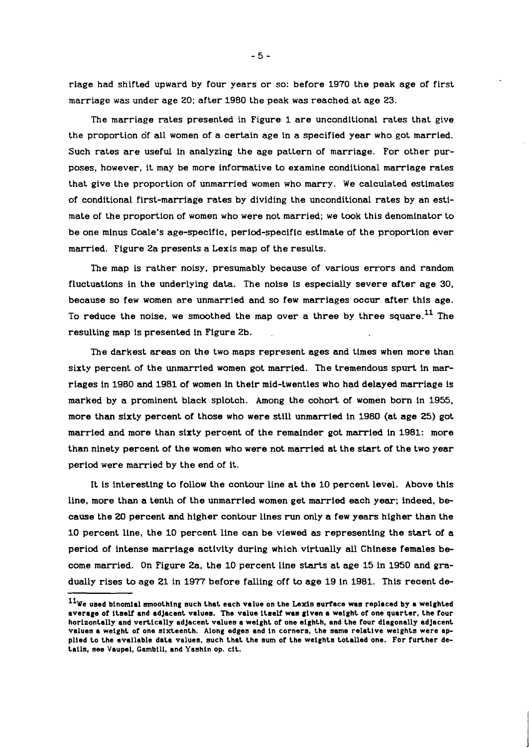riage had shifted upward by four years or so: before 1970 the peak age of first marriage was under age 20; after 1980 the peak was reached at age 23.

The marriage rates presented in Figure 1 are unconditional rates that give the proportion of all women of a certain age in a specified year who got married. Such rates are useful in analyzing the age pattern of marriage. For other purposes, however, it may be more informative to examine conditional marriage rates that give the proportion of unmarried women who marry. We calculated estimates of conditional first-marriage rates by dividing the unconditional rates by an estimate of the proportion of women who were not married; we took this denominator to be one minus Coale's age-specific, period-specific estimate of the proportion ever married. Figure 2a presents a Lexis map of the results.

The map is rather noisy, presumably because of various errors and random fluctuations in the underlying data. The noise is especially severe after age 30, because so few women are unmarried and so few marriages occur after this age. To reduce the noise, we smoothed the map over a three by three square.[11] The resulting map is presented in Figure 2b.

The darkest areas on the two maps represent ages and times when more than sixty percent of the unmarried women got married. The tremendous spurt in marriages in 1980 and 1981 of women in their mid-twenties who had delayed marriage is marked by a prominent black splotch. Among the cohort of women born in 1955, more than sixty percent of those who were still unmarried in 1980 (at age 25) got married and more than sixty percent of the remainder got married in 1981: more than ninety percent of the women who were not married at the start of the two year period were married by the end of it.

It is interesting to follow the contour line at the 10 percent level. Above this line, more than a tenth of the unmarried women get married each year; indeed, because the 20 percent and higher contour lines run only a few years higher than the 10 percent line, the 10 percent line can be viewed as representing the start of a period of intense marriage activity during which virtually all Chinese females become married. On Figure 2a, the 10 percent line starts at age 15 in 1950 and gradually rises to age 21 in 1977 before falling off to age 19 in 1981. This recent de-

[11] We used binomial smoothing such that each value on the Lexis surface was replaced by a weighted average of itself and adjacent values. The value itself was given a weight of one quarter, the four horizontally and vertically adjacent values a weight of one eighth, and the four diagonally adjacent values a weight of one sixteenth. Along edges and in corners, the same relative weights were applied to the available data values, such that the sum of the weights totalled one. For further details, see Vaupel, Gambill, and Yashin op. cit.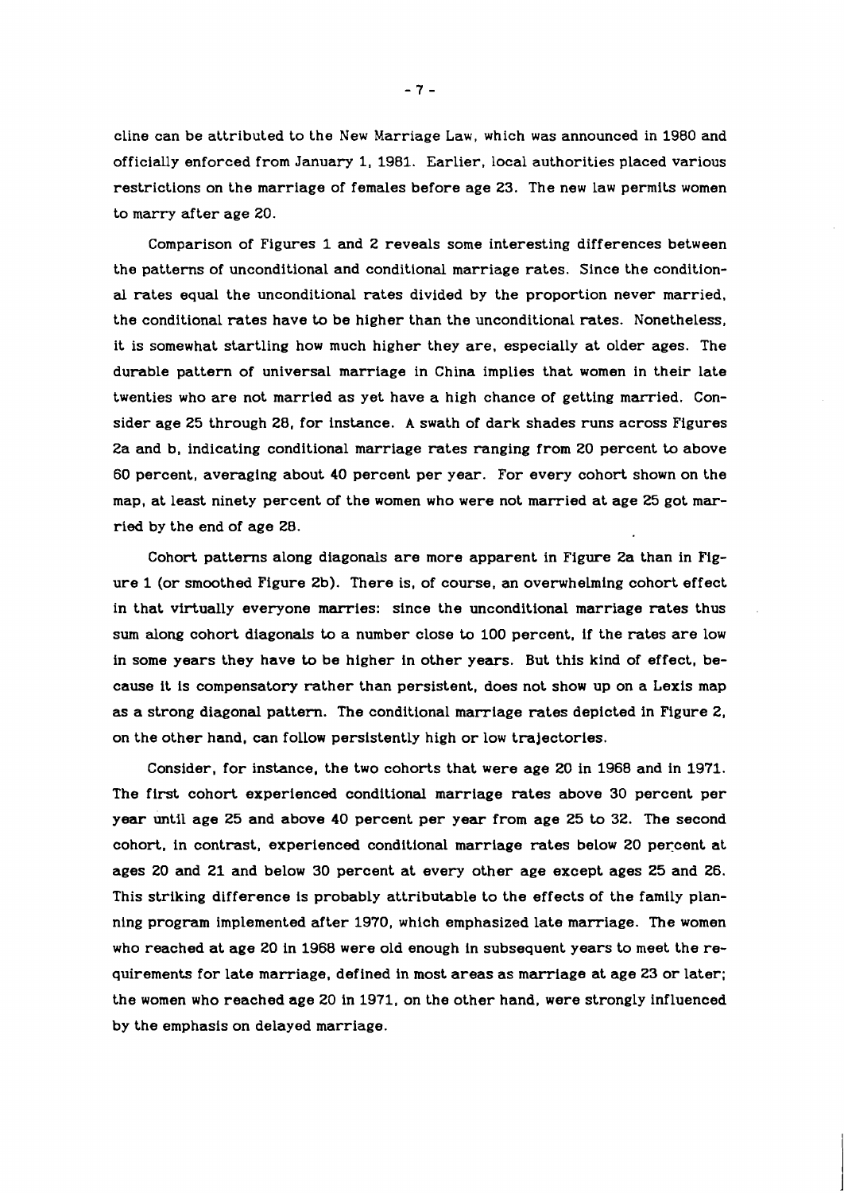cline can be attributed to the New Marriage Law, which was announced in 1980 and officially enforced from January 1, 1981. Earlier, local authorities placed various restrictions on the marriage of females before age 23. The new law permits women to marry after age 20.

Comparison of Figures 1 and 2 reveals some interesting differences between the patterns of unconditional and conditional marriage rates. Since the conditional rates equal the unconditional rates divided by the proportion never married, the conditional rates have to be higher than the unconditional rates. Nonetheless, it is somewhat startling how much higher they are, especially at older ages. The durable pattern of universal marriage in China implies that women in their late twenties who are not married as yet have a high chance of getting married. Consider age 25 through 28, for instance. A swath of dark shades runs across Figures 2a and b, indicating conditional marriage rates ranging from 20 percent to above 60 percent, averaging about 40 percent per year. For every cohort shown on the map, at least ninety percent of the women who were not married at age 25 got married by the end of age 28.

Cohort patterns along diagonals are more apparent in Figure 2a than in Figure 1 (or smoothed Figure 2b). There is, of course, an overwhelming cohort effect in that virtually everyone marries: since the unconditional marriage rates thus sum along cohort diagonals to a number close to 100 percent, if the rates are low in some years they have to be higher in other years. But this kind of effect, because it is compensatory rather than persistent, does not show up on a Lexis map as a strong diagonal pattern. The conditional marriage rates depicted in Figure 2, on the other hand, can follow persistently high or low trajectories.

Consider, for instance, the two cohorts that were age 20 in 1968 and in 1971. The first cohort experienced conditional marriage rates above 30 percent per year until age 25 and above 40 percent per year from age 25 to 32. The second cohort, in contrast, experienced conditional marriage rates below 20 percent at ages 20 and 21 and below 30 percent at every other age except ages 25 and 26. This striking difference is probably attributable to the effects of the family planning program implemented after 1970, which emphasized late marriage. The women who reached at age 20 in 1968 were old enough in subsequent years to meet the requirements for late marriage, defined in most areas as marriage at age 23 or later; the women who reached age 20 in 1971, on the other hand, were strongly influenced by the emphasis on delayed marriage.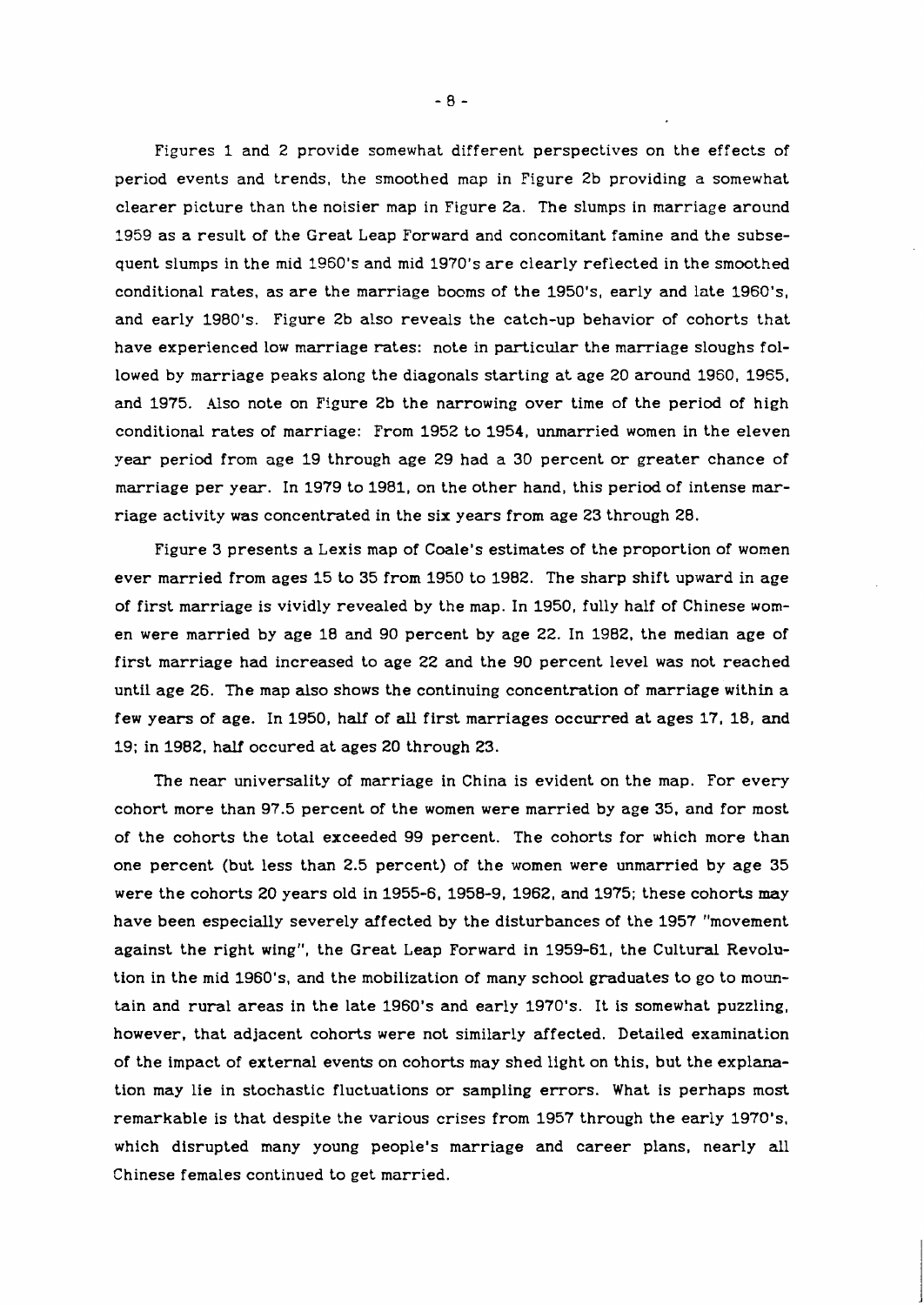Figures 1 and 2 provide somewhat different perspectives on the effects of period events and trends, the smoothed map in Figure 2b providing a somewhat clearer picture than the noisier map in Figure 2a. The slumps in marriage around 1959 as a result of the Great Leap Forward and concomitant famine and the subsequent slumps in the mid 1960's and mid 1970's are clearly reflected in the smoothed conditional rates, as are the marriage booms of the 1950's, early and late 1960's, and early 1980's. Figure 2b also reveals the catch-up behavior of cohorts that have experienced low marriage rates: note in particular the marriage sloughs followed by marriage peaks along the diagonals starting at age 20 around 1960, 1965, and 1975. Also note on Figure 2b the narrowing over time of the period of high conditional rates of marriage: From 1952 to 1954, unmarried women in the eleven year period from age 19 through age 29 had a 30 percent or greater chance of marriage per year. In 1979 to 1981, on the other hand, this period of intense marriage activity was concentrated in the six years from age 23 through 28.

Figure 3 presents a Lexis map of Coale's estimates of the proportion of women ever married from ages 15 to 35 from 1950 to 1982. The sharp shift upward in age of first marriage is vividly revealed by the map. In 1950, fully half of Chinese women were married by age 18 and 90 percent by age 22. In 1982, the median age of first marriage had increased to age 22 and the 90 percent level was not reached until age 26. The map also shows the continuing concentration of marriage within a few years of age. In 1950, half of all first marriages occurred at ages 17, 18, and 19; in 1982, half occured at ages 20 through 23.

The near universality of marriage in China is evident on the map. For every cohort more than 97.5 percent of the women were married by age 35, and for most of the cohorts the total exceeded 99 percent. The cohorts for which more than one percent (but less than 2.5 percent) of the women were unmarried by age 35 were the cohorts 20 years old in 1955-6, 1958-9, 1962, and 1975; these cohorts may have been especially severely affected by the disturbances of the 1957 "movement against the right wing", the Great Leap Forward in 1959-61, the Cultural Revolution in the mid 1960's, and the mobilization of many school graduates to go to mountain and rural areas in the late 1960's and early 1970's. It is somewhat puzzling, however, that adjacent cohorts were not similarly affected. Detailed examination of the impact of external events on cohorts may shed light on this, but the explanation may lie in stochastic fluctuations or sampling errors. What is perhaps most remarkable is that despite the various crises from 1957 through the early 1970's, which disrupted many young people's marriage and career plans, nearly all Chinese females continued to get married.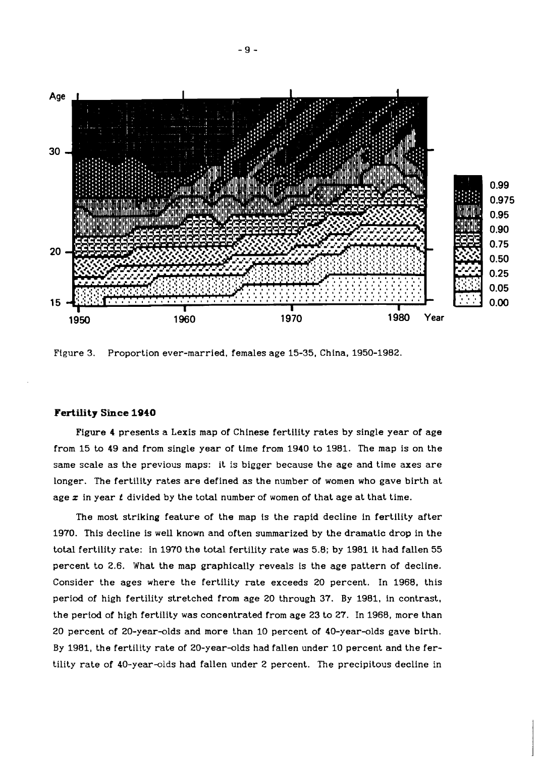Figure 3. Proportion ever-married, females age 15-35, China, 1950-1982.

### Fertility Since 1940

Figure 4 presents a Lexis map of Chinese fertility rates by single year of age from 15 to 49 and from single year of time from 1940 to 1981. The map is on the same scale as the previous maps: it is bigger because the age and time axes are longer. The fertility rates are defined as the number of women who gave birth at age $x$ in year $t$ divided by the total number of women of that age at that time.

The most striking feature of the map is the rapid decline in fertility after 1970. This decline is well known and often summarized by the dramatic drop in the total fertility rate: in 1970 the total fertility rate was 5.8; by 1981 it had fallen 55 percent to 2.6. What the map graphically reveals is the age pattern of decline. Consider the ages where the fertility rate exceeds 20 percent. In 1968, this period of high fertility stretched from age 20 through 37. By 1981, in contrast, the period of high fertility was concentrated from age 23 to 27. In 1968, more than 20 percent of 20-year-olds and more than 10 percent of 40-year-olds gave birth. By 1981, the fertility rate of 20-year-olds had fallen under 10 percent and the fertility rate of 40-year-olds had fallen under 2 percent. The precipitous decline in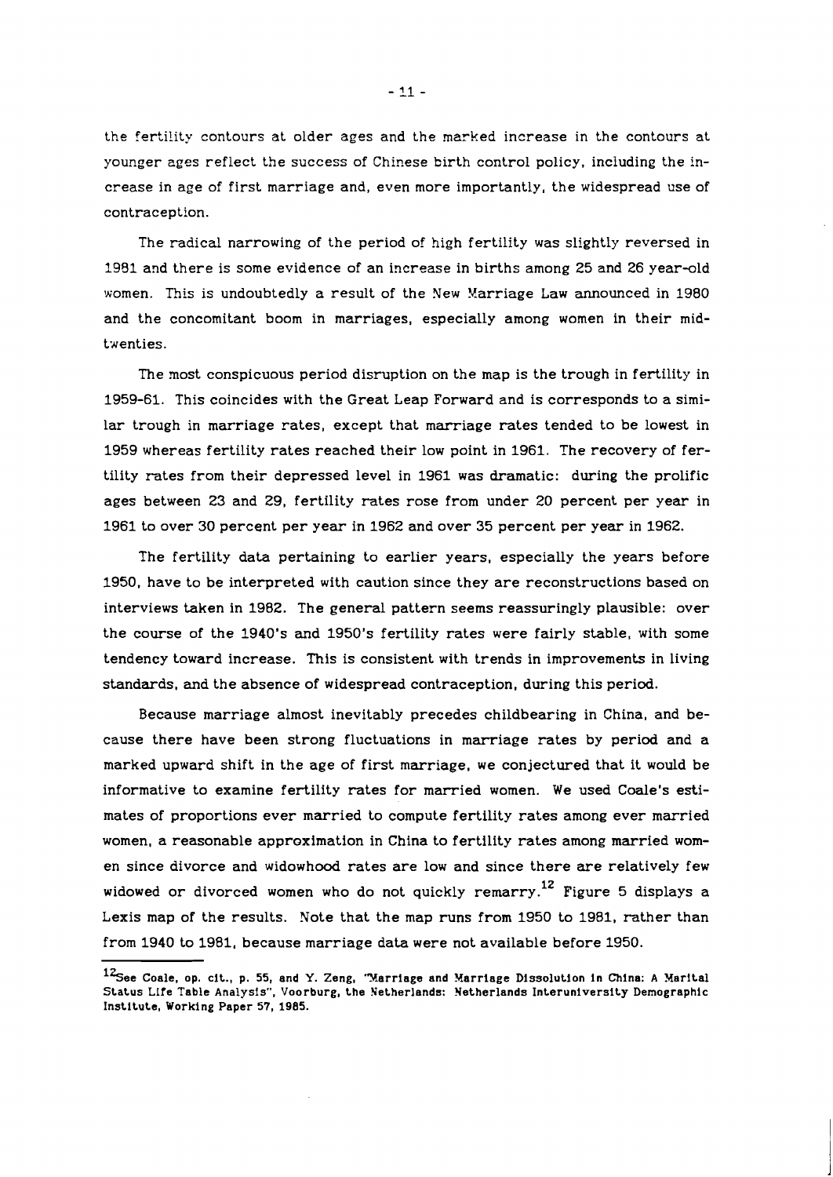the fertility contours at older ages and the marked increase in the contours at younger ages reflect the success of Chinese birth control policy, including the increase in age of first marriage and, even more importantly, the widespread use of contraception.

The radical narrowing of the period of high fertility was slightly reversed in 1981 and there is some evidence of an increase in births among 25 and 26 year-old women. This is undoubtedly a result of the New Marriage Law announced in 1980 and the concomitant boom in marriages, especially among women in their mid-twenties.

The most conspicuous period disruption on the map is the trough in fertility in 1959-61. This coincides with the Great Leap Forward and is corresponds to a similar trough in marriage rates, except that marriage rates tended to be lowest in 1959 whereas fertility rates reached their low point in 1961. The recovery of fertility rates from their depressed level in 1961 was dramatic: during the prolific ages between 23 and 29, fertility rates rose from under 20 percent per year in 1961 to over 30 percent per year in 1962 and over 35 percent per year in 1962.

The fertility data pertaining to earlier years, especially the years before 1950, have to be interpreted with caution since they are reconstructions based on interviews taken in 1982. The general pattern seems reassuringly plausible: over the course of the 1940's and 1950's fertility rates were fairly stable, with some tendency toward increase. This is consistent with trends in improvements in living standards, and the absence of widespread contraception, during this period.

Because marriage almost inevitably precedes childbearing in China, and because there have been strong fluctuations in marriage rates by period and a marked upward shift in the age of first marriage, we conjectured that it would be informative to examine fertility rates for married women. We used Coale's estimates of proportions ever married to compute fertility rates among ever married women, a reasonable approximation in China to fertility rates among married women since divorce and widowhood rates are low and since there are relatively few widowed or divorced women who do not quickly remarry.[12] Figure 5 displays a Lexis map of the results. Note that the map runs from 1950 to 1981, rather than from 1940 to 1981, because marriage data were not available before 1950.

[12]See Coale, op. cit., p. 55, and Y. Zeng, "Marriage and Marriage Dissolution in China: A Marital Status Life Table Analysis", Voorburg, the Netherlands: Netherlands Interuniversity Demographic Institute, Working Paper 57, 1985.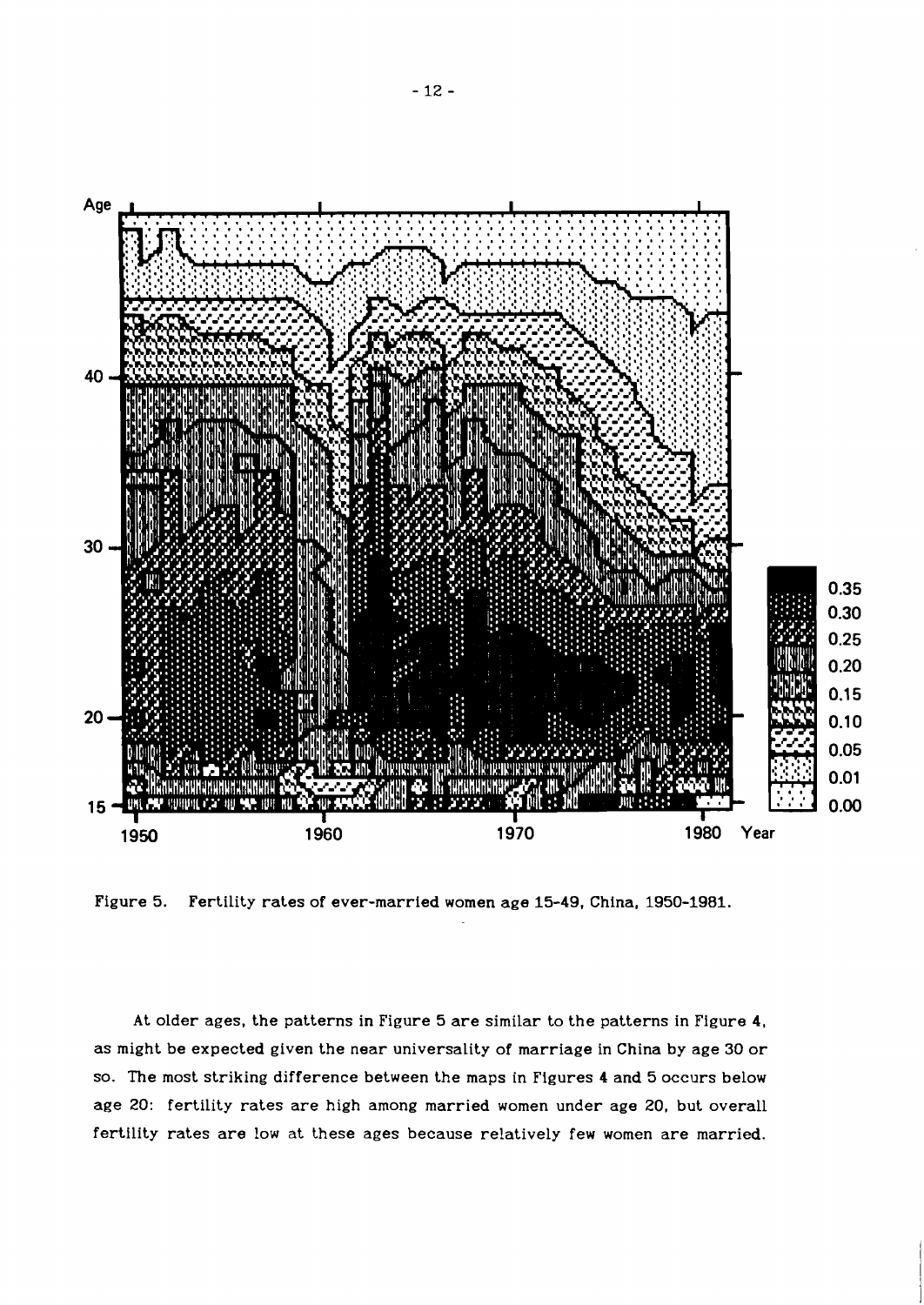Figure 5. Fertility rates of ever-married women age 15-49, China, 1950-1981.

At older ages, the patterns in Figure 5 are similar to the patterns in Figure 4, as might be expected given the near universality of marriage in China by age 30 or so. The most striking difference between the maps in Figures 4 and 5 occurs below age 20: fertility rates are high among married women under age 20, but overall fertility rates are low at these ages because relatively few women are married.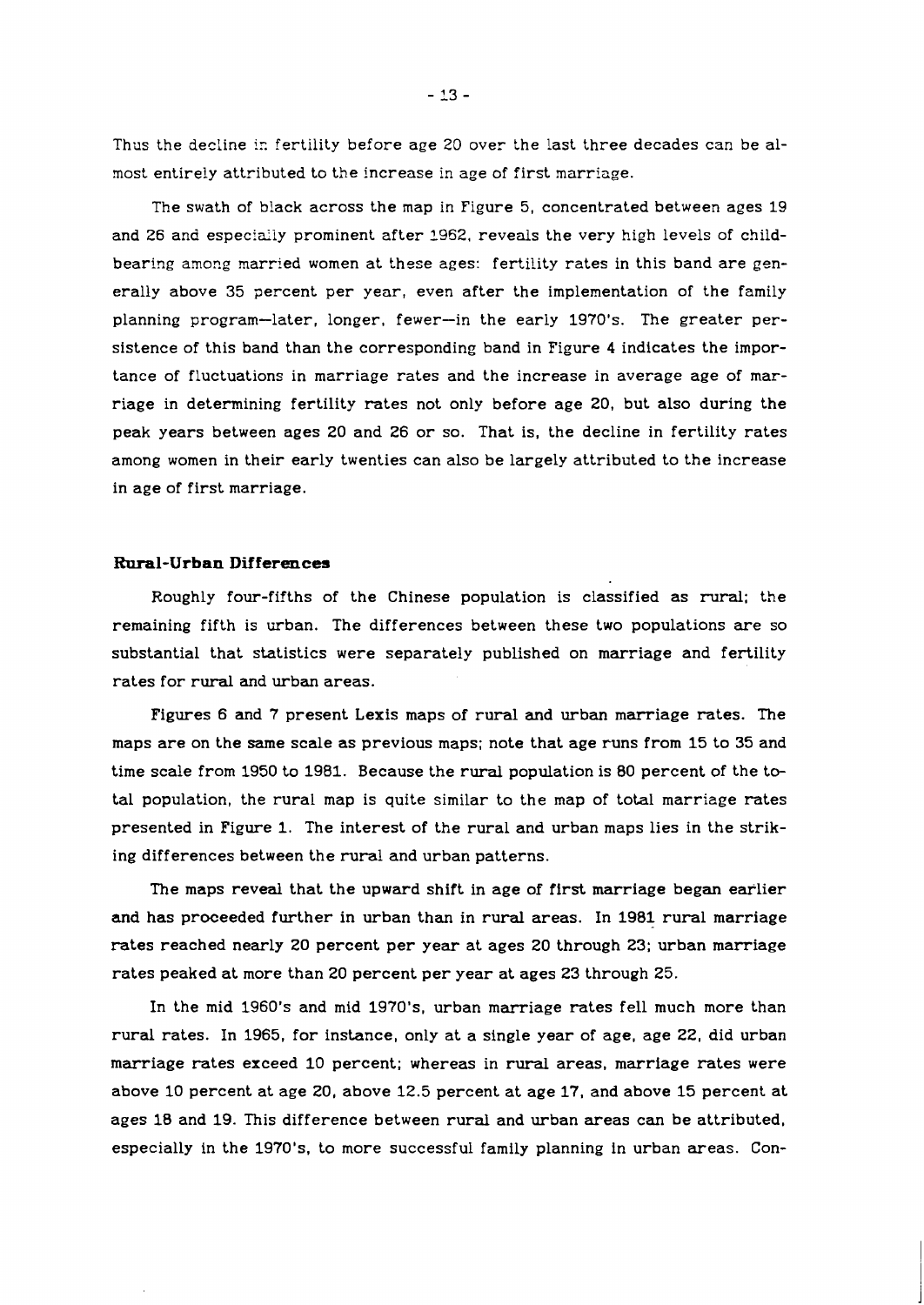Thus the decline in fertility before age 20 over the last three decades can be almost entirely attributed to the increase in age of first marriage.

The swath of black across the map in Figure 5, concentrated between ages 19 and 26 and especially prominent after 1962, reveals the very high levels of childbearing among married women at these ages: fertility rates in this band are generally above 35 percent per year, even after the implementation of the family planning program—later, longer, fewer—in the early 1970's. The greater persistence of this band than the corresponding band in Figure 4 indicates the importance of fluctuations in marriage rates and the increase in average age of marriage in determining fertility rates not only before age 20, but also during the peak years between ages 20 and 26 or so. That is, the decline in fertility rates among women in their early twenties can also be largely attributed to the increase in age of first marriage.

## Rural-Urban Differences

Roughly four-fifths of the Chinese population is classified as rural; the remaining fifth is urban. The differences between these two populations are so substantial that statistics were separately published on marriage and fertility rates for rural and urban areas.

Figures 6 and 7 present Lexis maps of rural and urban marriage rates. The maps are on the same scale as previous maps; note that age runs from 15 to 35 and time scale from 1950 to 1981. Because the rural population is 80 percent of the total population, the rural map is quite similar to the map of total marriage rates presented in Figure 1. The interest of the rural and urban maps lies in the striking differences between the rural and urban patterns.

The maps reveal that the upward shift in age of first marriage began earlier and has proceeded further in urban than in rural areas. In 1981 rural marriage rates reached nearly 20 percent per year at ages 20 through 23; urban marriage rates peaked at more than 20 percent per year at ages 23 through 25.

In the mid 1960's and mid 1970's, urban marriage rates fell much more than rural rates. In 1965, for instance, only at a single year of age, age 22, did urban marriage rates exceed 10 percent; whereas in rural areas, marriage rates were above 10 percent at age 20, above 12.5 percent at age 17, and above 15 percent at ages 18 and 19. This difference between rural and urban areas can be attributed, especially in the 1970's, to more successful family planning in urban areas. Con-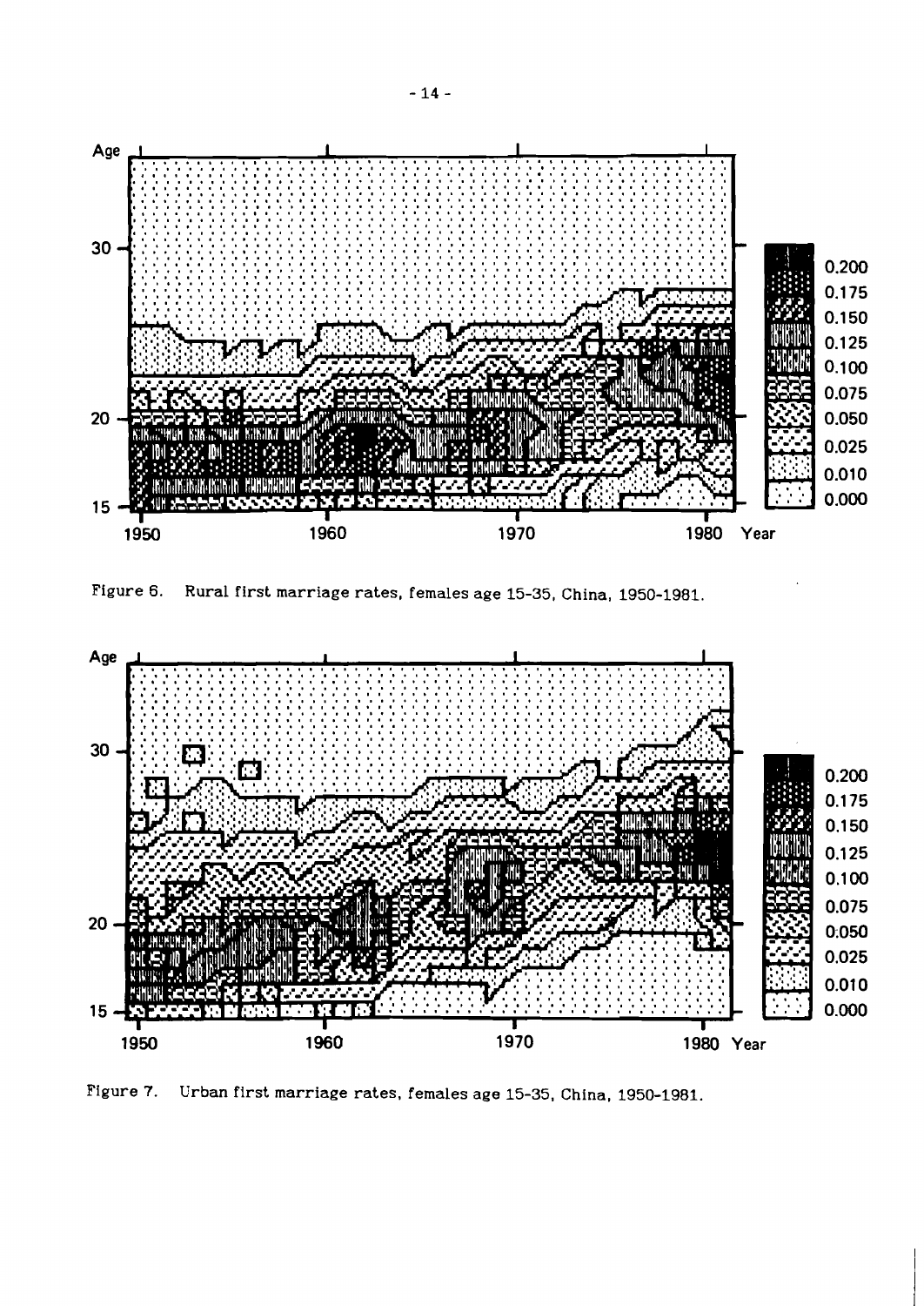Figure 6. Rural first marriage rates, females age 15-35, China, 1950-1981.

Figure 7. Urban first marriage rates, females age 15-35, China, 1950-1981.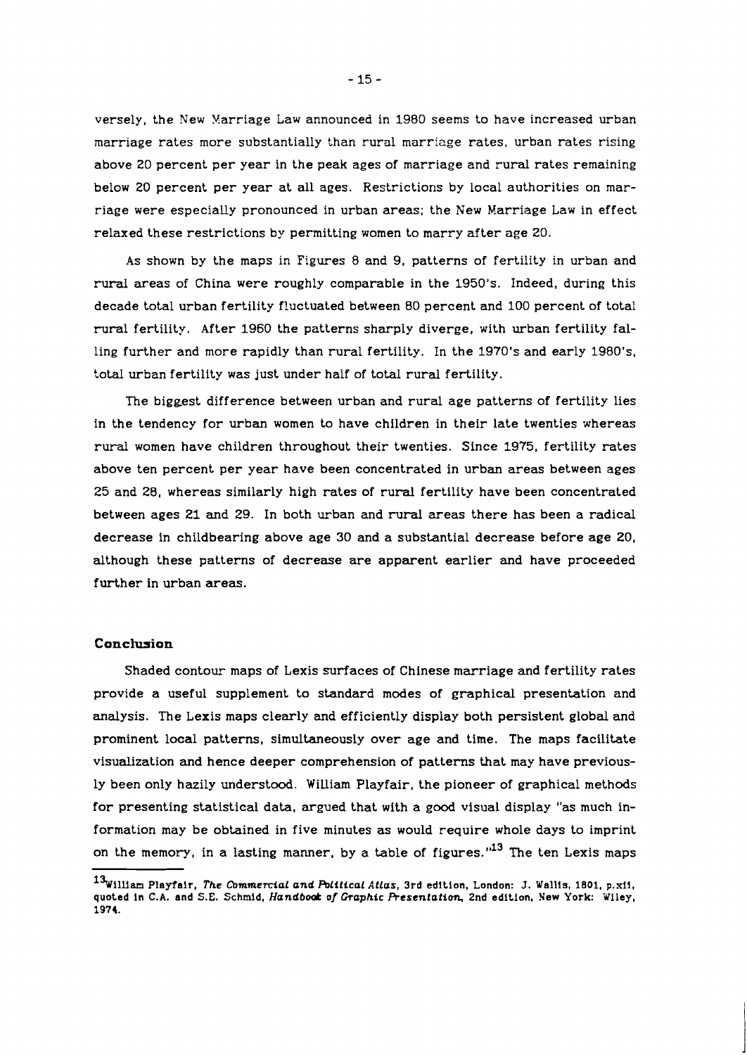versely, the New Marriage Law announced in 1980 seems to have increased urban marriage rates more substantially than rural marriage rates, urban rates rising above 20 percent per year in the peak ages of marriage and rural rates remaining below 20 percent per year at all ages. Restrictions by local authorities on marriage were especially pronounced in urban areas; the New Marriage Law in effect relaxed these restrictions by permitting women to marry after age 20.

As shown by the maps in Figures 8 and 9, patterns of fertility in urban and rural areas of China were roughly comparable in the 1950's. Indeed, during this decade total urban fertility fluctuated between 80 percent and 100 percent of total rural fertility. After 1960 the patterns sharply diverge, with urban fertility falling further and more rapidly than rural fertility. In the 1970's and early 1980's, total urban fertility was just under half of total rural fertility.

The biggest difference between urban and rural age patterns of fertility lies in the tendency for urban women to have children in their late twenties whereas rural women have children throughout their twenties. Since 1975, fertility rates above ten percent per year have been concentrated in urban areas between ages 25 and 28, whereas similarly high rates of rural fertility have been concentrated between ages 21 and 29. In both urban and rural areas there has been a radical decrease in childbearing above age 30 and a substantial decrease before age 20, although these patterns of decrease are apparent earlier and have proceeded further in urban areas.

## Conclusion

Shaded contour maps of Lexis surfaces of Chinese marriage and fertility rates provide a useful supplement to standard modes of graphical presentation and analysis. The Lexis maps clearly and efficiently display both persistent global and prominent local patterns, simultaneously over age and time. The maps facilitate visualization and hence deeper comprehension of patterns that may have previously been only hazily understood. William Playfair, the pioneer of graphical methods for presenting statistical data, argued that with a good visual display "as much information may be obtained in five minutes as would require whole days to imprint on the memory, in a lasting manner, by a table of figures."[13] The ten Lexis maps

---

[13] William Playfair, *The Commercial and Political Atlas*, 3rd edition, London: J. Wallis, 1801, p.xii, quoted in C.A. and S.E. Schmid, *Handbook of Graphic Presentation*, 2nd edition, New York: Wiley, 1974.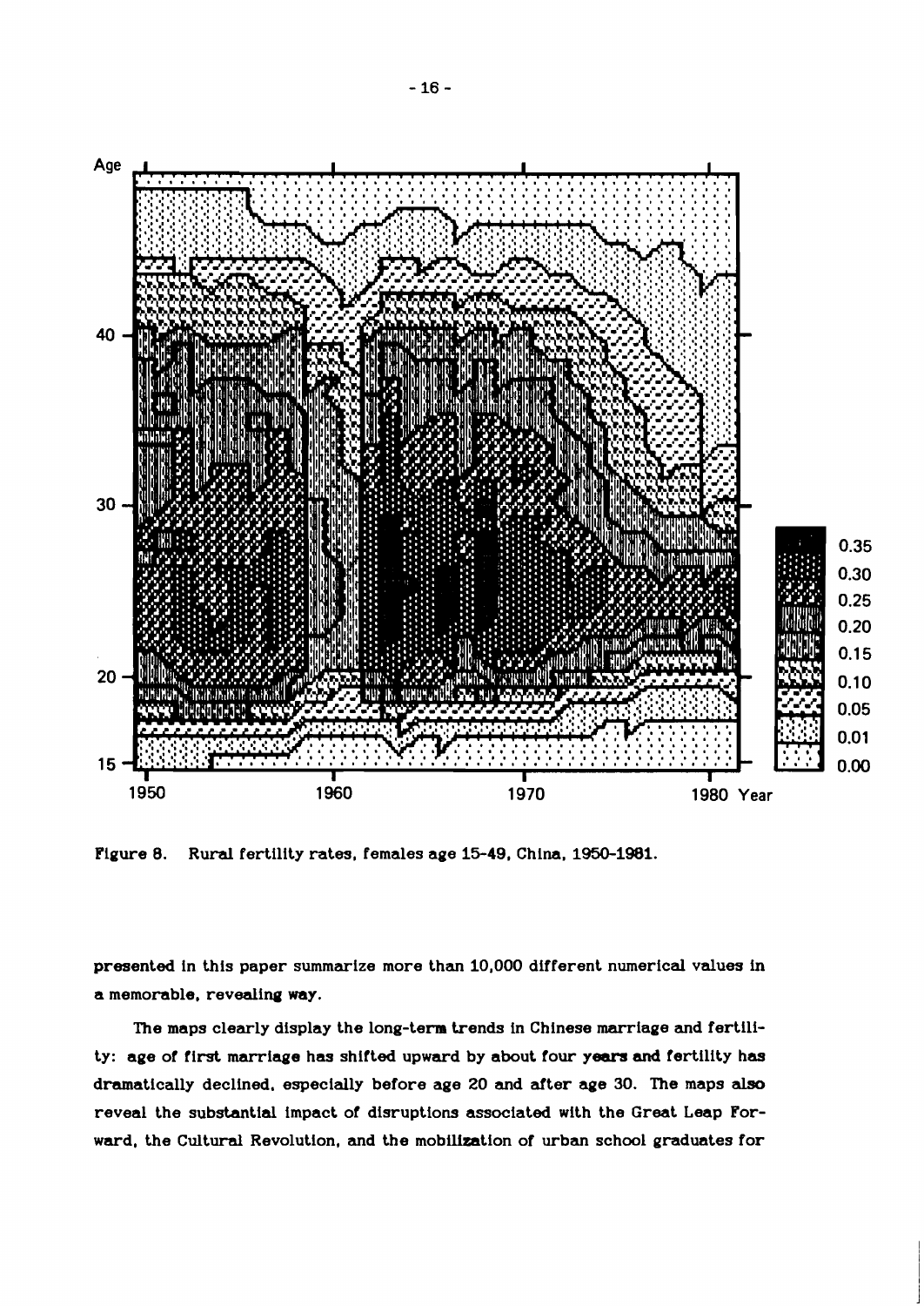Figure 8. Rural fertility rates, females age 15-49, China, 1950-1981.

presented in this paper summarize more than 10,000 different numerical values in a memorable, revealing way.

The maps clearly display the long-term trends in Chinese marriage and fertility: age of first marriage has shifted upward by about four years and fertility has dramatically declined, especially before age 20 and after age 30. The maps also reveal the substantial impact of disruptions associated with the Great Leap Forward, the Cultural Revolution, and the mobilization of urban school graduates for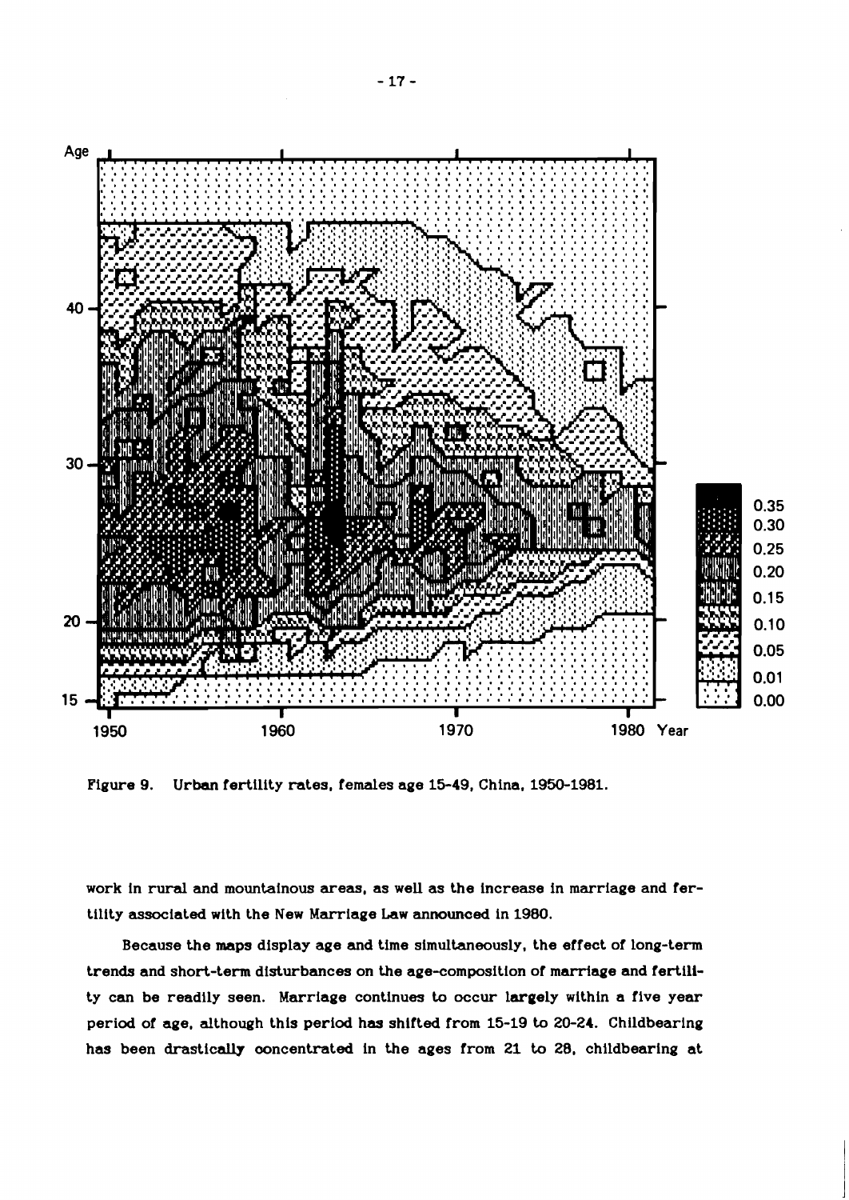Figure 9. Urban fertility rates, females age 15-49, China, 1950-1981.

work in rural and mountainous areas, as well as the increase in marriage and fertility associated with the New Marriage Law announced in 1980.

Because the maps display age and time simultaneously, the effect of long-term trends and short-term disturbances on the age-composition of marriage and fertility can be readily seen. Marriage continues to occur largely within a five year period of age, although this period has shifted from 15-19 to 20-24. Childbearing has been drastically concentrated in the ages from 21 to 28, childbearing at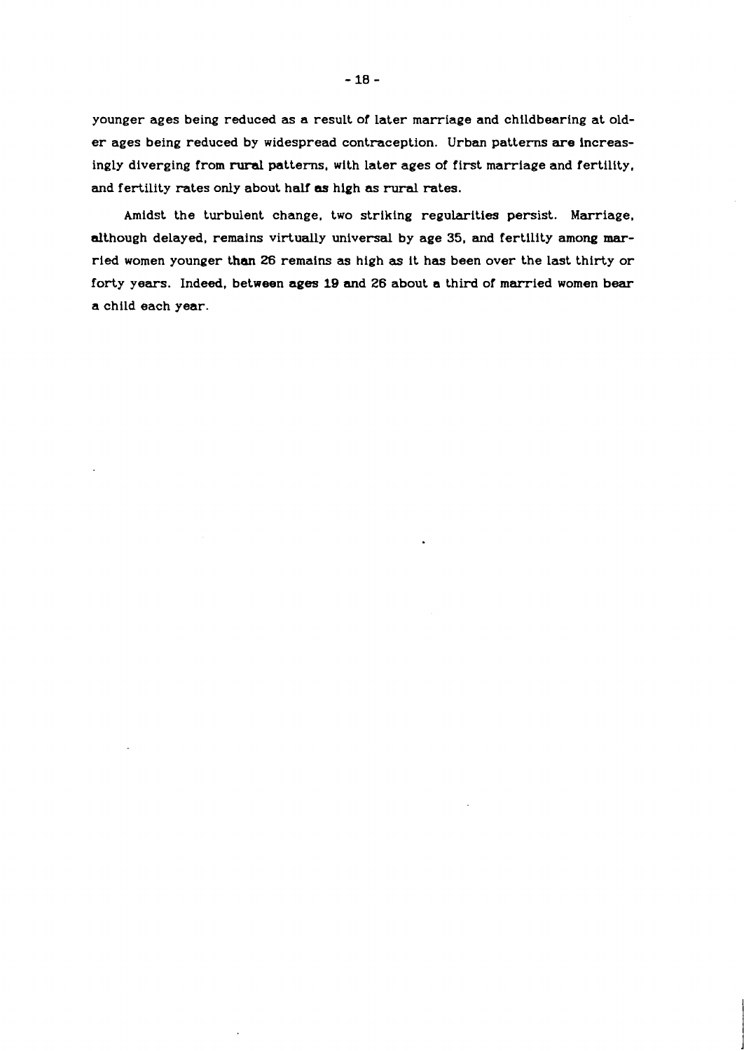younger ages being reduced as a result of later marriage and childbearing at older ages being reduced by widespread contraception. Urban patterns are increasingly diverging from rural patterns, with later ages of first marriage and fertility, and fertility rates only about half as high as rural rates.

Amidst the turbulent change, two striking regularities persist. Marriage, although delayed, remains virtually universal by age 35, and fertility among married women younger than 26 remains as high as it has been over the last thirty or forty years. Indeed, between ages 19 and 26 about a third of married women bear a child each year.